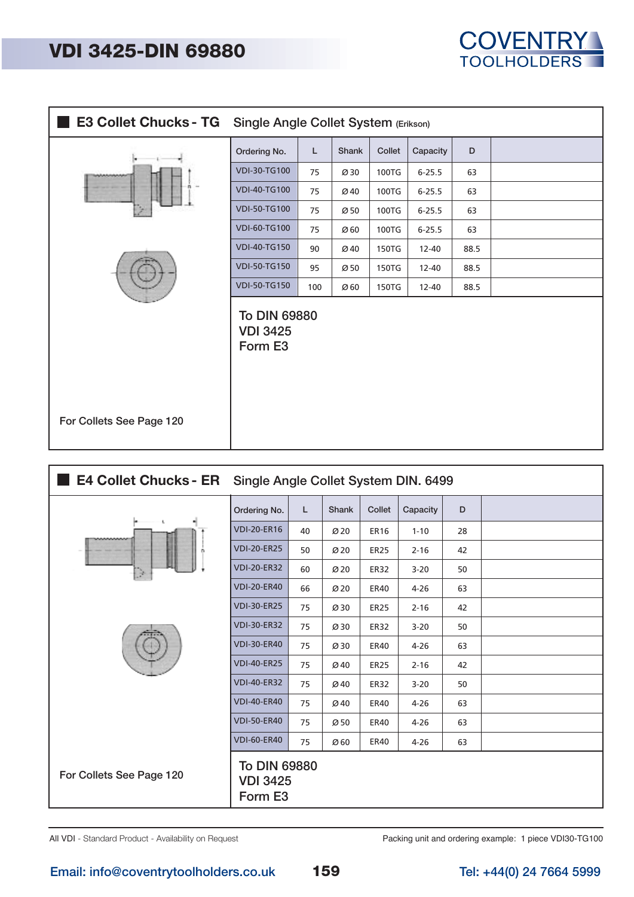# VDI 3425-DIN 69880

COVENTRY TOOLHOLDERS

## E3 Collet Chucks - TG   Single Angle Collet System (Erikson)

| Ordering No. | L | Shank | Collet | Capacity | D |
|---|---|---|---|---|---|
| VDI-30-TG100 | 75 | Ø 30 | 100TG | 6-25.5 | 63 |
| VDI-40-TG100 | 75 | Ø 40 | 100TG | 6-25.5 | 63 |
| VDI-50-TG100 | 75 | Ø 50 | 100TG | 6-25.5 | 63 |
| VDI-60-TG100 | 75 | Ø 60 | 100TG | 6-25.5 | 63 |
| VDI-40-TG150 | 90 | Ø 40 | 150TG | 12-40 | 88.5 |
| VDI-50-TG150 | 95 | Ø 50 | 150TG | 12-40 | 88.5 |
| VDI-50-TG150 | 100 | Ø 60 | 150TG | 12-40 | 88.5 |

To DIN 69880
VDI 3425
Form E3

For Collets See Page 120

## E4 Collet Chucks - ER   Single Angle Collet System DIN. 6499

| Ordering No. | L | Shank | Collet | Capacity | D |
|---|---|---|---|---|---|
| VDI-20-ER16 | 40 | Ø 20 | ER16 | 1-10 | 28 |
| VDI-20-ER25 | 50 | Ø 20 | ER25 | 2-16 | 42 |
| VDI-20-ER32 | 60 | Ø 20 | ER32 | 3-20 | 50 |
| VDI-20-ER40 | 66 | Ø 20 | ER40 | 4-26 | 63 |
| VDI-30-ER25 | 75 | Ø 30 | ER25 | 2-16 | 42 |
| VDI-30-ER32 | 75 | Ø 30 | ER32 | 3-20 | 50 |
| VDI-30-ER40 | 75 | Ø 30 | ER40 | 4-26 | 63 |
| VDI-40-ER25 | 75 | Ø 40 | ER25 | 2-16 | 42 |
| VDI-40-ER32 | 75 | Ø 40 | ER32 | 3-20 | 50 |
| VDI-40-ER40 | 75 | Ø 40 | ER40 | 4-26 | 63 |
| VDI-50-ER40 | 75 | Ø 50 | ER40 | 4-26 | 63 |
| VDI-60-ER40 | 75 | Ø 60 | ER40 | 4-26 | 63 |

For Collets See Page 120

To DIN 69880
VDI 3425
Form E3

All VDI - Standard Product - Availability on Request

Packing unit and ordering example: 1 piece VDI30-TG100

Email: info@coventrytoolholders.co.uk

Tel: +44(0) 24 7664 5999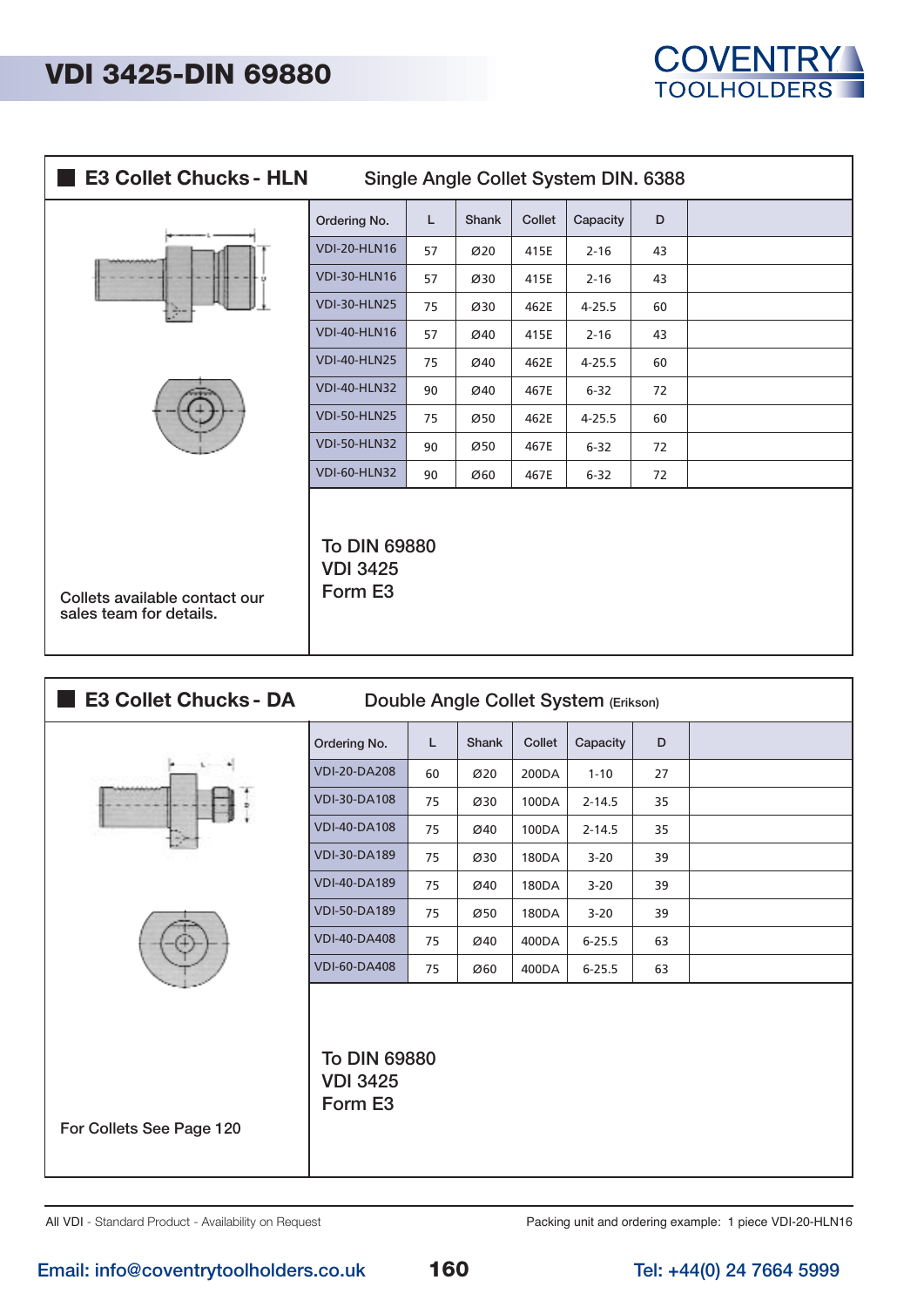# VDI 3425-DIN 69880

COVENTRY TOOLHOLDERS

## E3 Collet Chucks - HLN

Single Angle Collet System DIN. 6388

| Ordering No. | L | Shank | Collet | Capacity | D |
|---|---|---|---|---|---|
| VDI-20-HLN16 | 57 | Ø20 | 415E | 2-16 | 43 |
| VDI-30-HLN16 | 57 | Ø30 | 415E | 2-16 | 43 |
| VDI-30-HLN25 | 75 | Ø30 | 462E | 4-25.5 | 60 |
| VDI-40-HLN16 | 57 | Ø40 | 415E | 2-16 | 43 |
| VDI-40-HLN25 | 75 | Ø40 | 462E | 4-25.5 | 60 |
| VDI-40-HLN32 | 90 | Ø40 | 467E | 6-32 | 72 |
| VDI-50-HLN25 | 75 | Ø50 | 462E | 4-25.5 | 60 |
| VDI-50-HLN32 | 90 | Ø50 | 467E | 6-32 | 72 |
| VDI-60-HLN32 | 90 | Ø60 | 467E | 6-32 | 72 |

To DIN 69880
VDI 3425
Form E3

Collets available contact our sales team for details.

## E3 Collet Chucks - DA

Double Angle Collet System (Erikson)

| Ordering No. | L | Shank | Collet | Capacity | D |
|---|---|---|---|---|---|
| VDI-20-DA208 | 60 | Ø20 | 200DA | 1-10 | 27 |
| VDI-30-DA108 | 75 | Ø30 | 100DA | 2-14.5 | 35 |
| VDI-40-DA108 | 75 | Ø40 | 100DA | 2-14.5 | 35 |
| VDI-30-DA189 | 75 | Ø30 | 180DA | 3-20 | 39 |
| VDI-40-DA189 | 75 | Ø40 | 180DA | 3-20 | 39 |
| VDI-50-DA189 | 75 | Ø50 | 180DA | 3-20 | 39 |
| VDI-40-DA408 | 75 | Ø40 | 400DA | 6-25.5 | 63 |
| VDI-60-DA408 | 75 | Ø60 | 400DA | 6-25.5 | 63 |

To DIN 69880
VDI 3425
Form E3

For Collets See Page 120

All VDI - Standard Product - Availability on Request

Packing unit and ordering example: 1 piece VDI-20-HLN16

Email: info@coventrytoolholders.co.uk

Tel: +44(0) 24 7664 5999